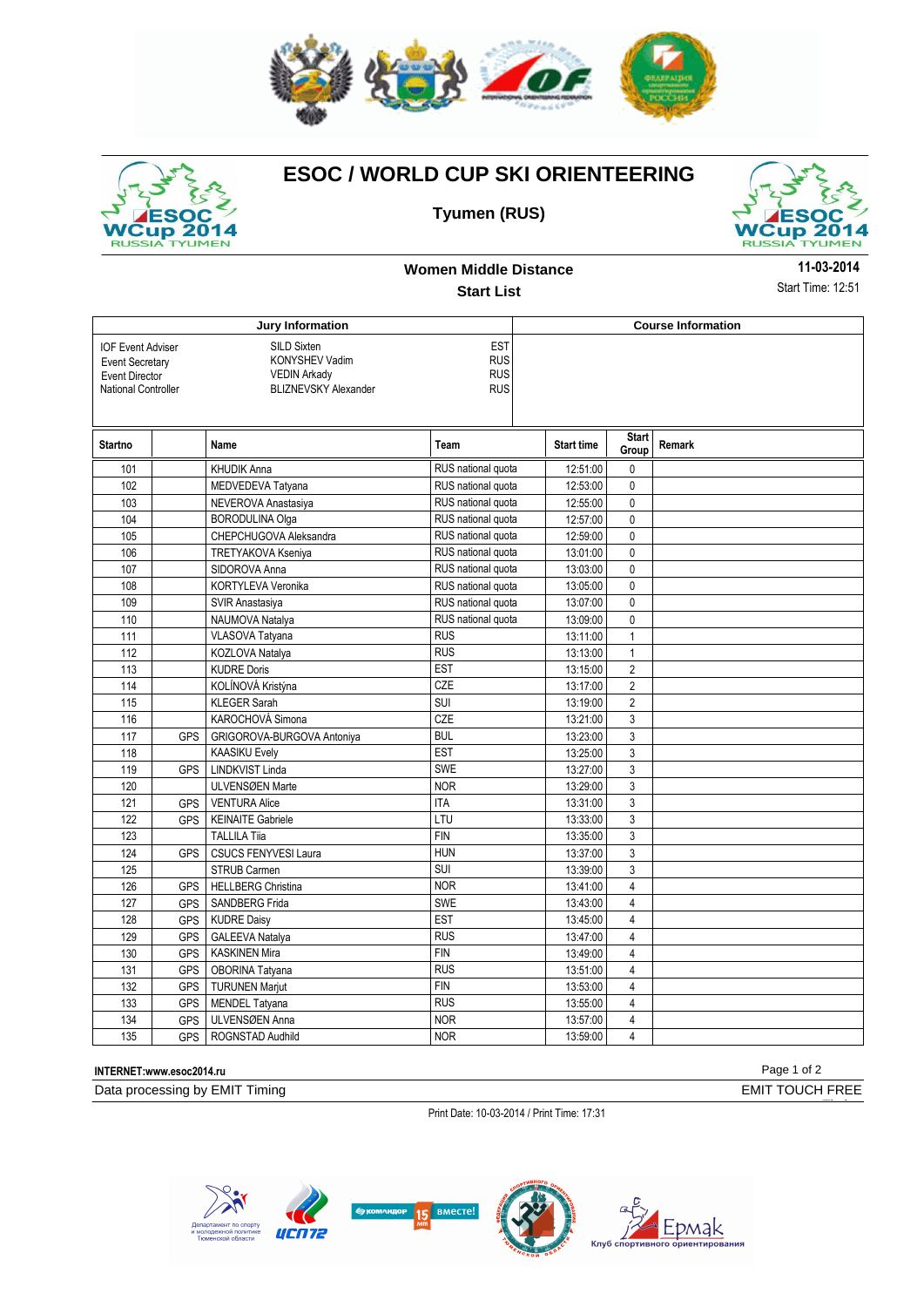# ESOC / WORLD CUP SKI ORIENTEERING

**Tyumen (RUS)**

**Women Middle Distance**

**Start List**

**11-03-2014**

Start Time: 12:51

| Jury Information | | |
|---|---|---|
| IOF Event Adviser | SILD Sixten | EST |
| Event Secretary | KONYSHEV Vadim | RUS |
| Event Director | VEDIN Arkady | RUS |
| National Controller | BLIZNEVSKY Alexander | RUS |

**Course Information**

| Startno | | Name | Team | Start time | Start Group | Remark |
|---|---|---|---|---|---|---|
| 101 | | KHUDIK Anna | RUS national quota | 12:51:00 | 0 | |
| 102 | | MEDVEDEVA Tatyana | RUS national quota | 12:53:00 | 0 | |
| 103 | | NEVEROVA Anastasiya | RUS national quota | 12:55:00 | 0 | |
| 104 | | BORODULINA Olga | RUS national quota | 12:57:00 | 0 | |
| 105 | | CHEPCHUGOVA Aleksandra | RUS national quota | 12:59:00 | 0 | |
| 106 | | TRETYAKOVA Kseniya | RUS national quota | 13:01:00 | 0 | |
| 107 | | SIDOROVA Anna | RUS national quota | 13:03:00 | 0 | |
| 108 | | KORTYLEVA Veronika | RUS national quota | 13:05:00 | 0 | |
| 109 | | SVIR Anastasiya | RUS national quota | 13:07:00 | 0 | |
| 110 | | NAUMOVA Natalya | RUS national quota | 13:09:00 | 0 | |
| 111 | | VLASOVA Tatyana | RUS | 13:11:00 | 1 | |
| 112 | | KOZLOVA Natalya | RUS | 13:13:00 | 1 | |
| 113 | | KUDRE Doris | EST | 13:15:00 | 2 | |
| 114 | | KOLÍNOVÁ Kristýna | CZE | 13:17:00 | 2 | |
| 115 | | KLEGER Sarah | SUI | 13:19:00 | 2 | |
| 116 | | KAROCHOVÁ Simona | CZE | 13:21:00 | 3 | |
| 117 | GPS | GRIGOROVA-BURGOVA Antoniya | BUL | 13:23:00 | 3 | |
| 118 | | KAASIKU Evely | EST | 13:25:00 | 3 | |
| 119 | GPS | LINDKVIST Linda | SWE | 13:27:00 | 3 | |
| 120 | | ULVENSØEN Marte | NOR | 13:29:00 | 3 | |
| 121 | GPS | VENTURA Alice | ITA | 13:31:00 | 3 | |
| 122 | GPS | KEINAITE Gabriele | LTU | 13:33:00 | 3 | |
| 123 | | TALLILA Tiia | FIN | 13:35:00 | 3 | |
| 124 | GPS | CSUCS FENYVESI Laura | HUN | 13:37:00 | 3 | |
| 125 | | STRUB Carmen | SUI | 13:39:00 | 3 | |
| 126 | GPS | HELLBERG Christina | NOR | 13:41:00 | 4 | |
| 127 | GPS | SANDBERG Frida | SWE | 13:43:00 | 4 | |
| 128 | GPS | KUDRE Daisy | EST | 13:45:00 | 4 | |
| 129 | GPS | GALEEVA Natalya | RUS | 13:47:00 | 4 | |
| 130 | GPS | KASKINEN Mira | FIN | 13:49:00 | 4 | |
| 131 | GPS | OBORINA Tatyana | RUS | 13:51:00 | 4 | |
| 132 | GPS | TURUNEN Marjut | FIN | 13:53:00 | 4 | |
| 133 | GPS | MENDEL Tatyana | RUS | 13:55:00 | 4 | |
| 134 | GPS | ULVENSØEN Anna | NOR | 13:57:00 | 4 | |
| 135 | GPS | ROGNSTAD Audhild | NOR | 13:59:00 | 4 | |

**INTERNET:www.esoc2014.ru**

Data processing by EMIT Timing

EMIT TOUCH FREE

Print Date: 10-03-2014 / Print Time: 17:31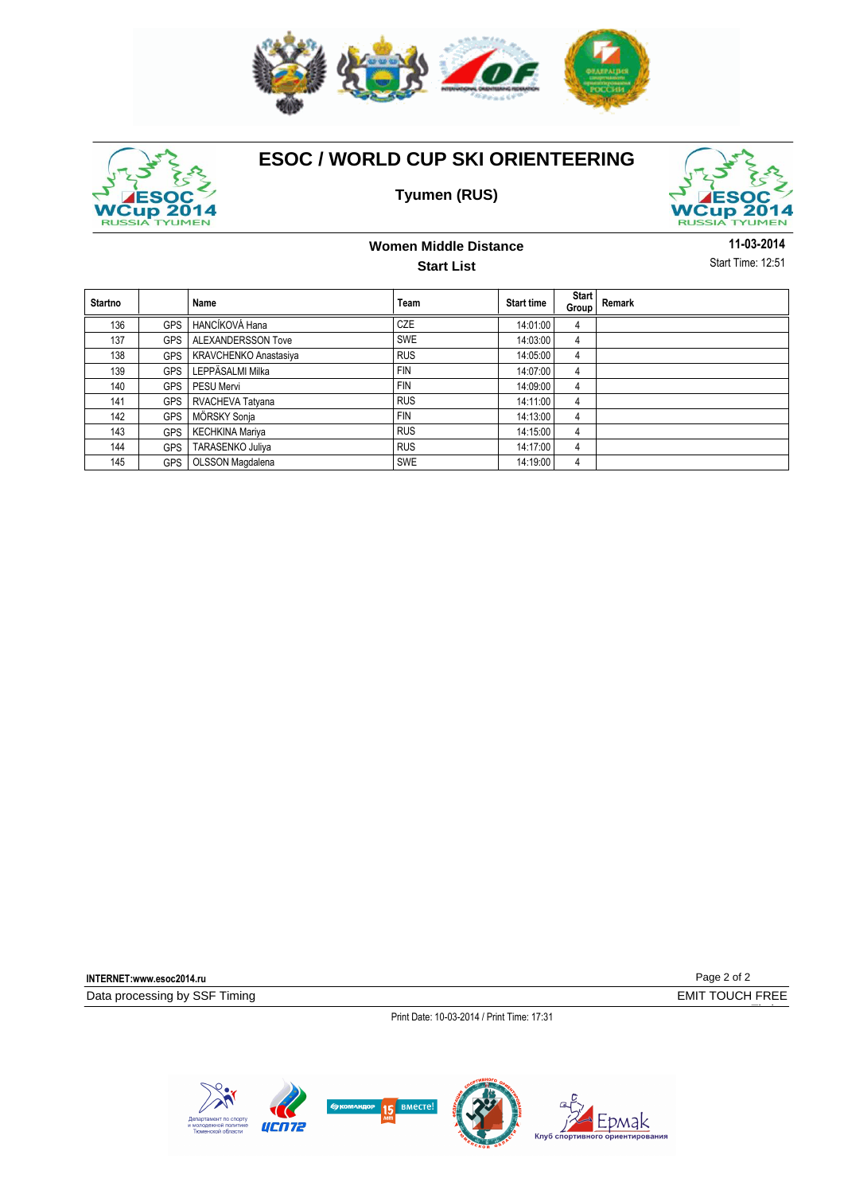# ESOC / WORLD CUP SKI ORIENTEERING

**Tyumen (RUS)**

## Women Middle Distance

**Start List**

**11-03-2014**

Start Time: 12:51

| Startno | | Name | Team | Start time | Start Group | Remark |
|---|---|---|---|---|---|---|
| 136 | GPS | HANCÍKOVÁ Hana | CZE | 14:01:00 | 4 | |
| 137 | GPS | ALEXANDERSSON Tove | SWE | 14:03:00 | 4 | |
| 138 | GPS | KRAVCHENKO Anastasiya | RUS | 14:05:00 | 4 | |
| 139 | GPS | LEPPÄSALMI Milka | FIN | 14:07:00 | 4 | |
| 140 | GPS | PESU Mervi | FIN | 14:09:00 | 4 | |
| 141 | GPS | RVACHEVA Tatyana | RUS | 14:11:00 | 4 | |
| 142 | GPS | MÖRSKY Sonja | FIN | 14:13:00 | 4 | |
| 143 | GPS | KECHKINA Mariya | RUS | 14:15:00 | 4 | |
| 144 | GPS | TARASENKO Juliya | RUS | 14:17:00 | 4 | |
| 145 | GPS | OLSSON Magdalena | SWE | 14:19:00 | 4 | |

**INTERNET:www.esoc2014.ru**

Data processing by SSF Timing

EMIT TOUCH FREE

Print Date: 10-03-2014 / Print Time: 17:31